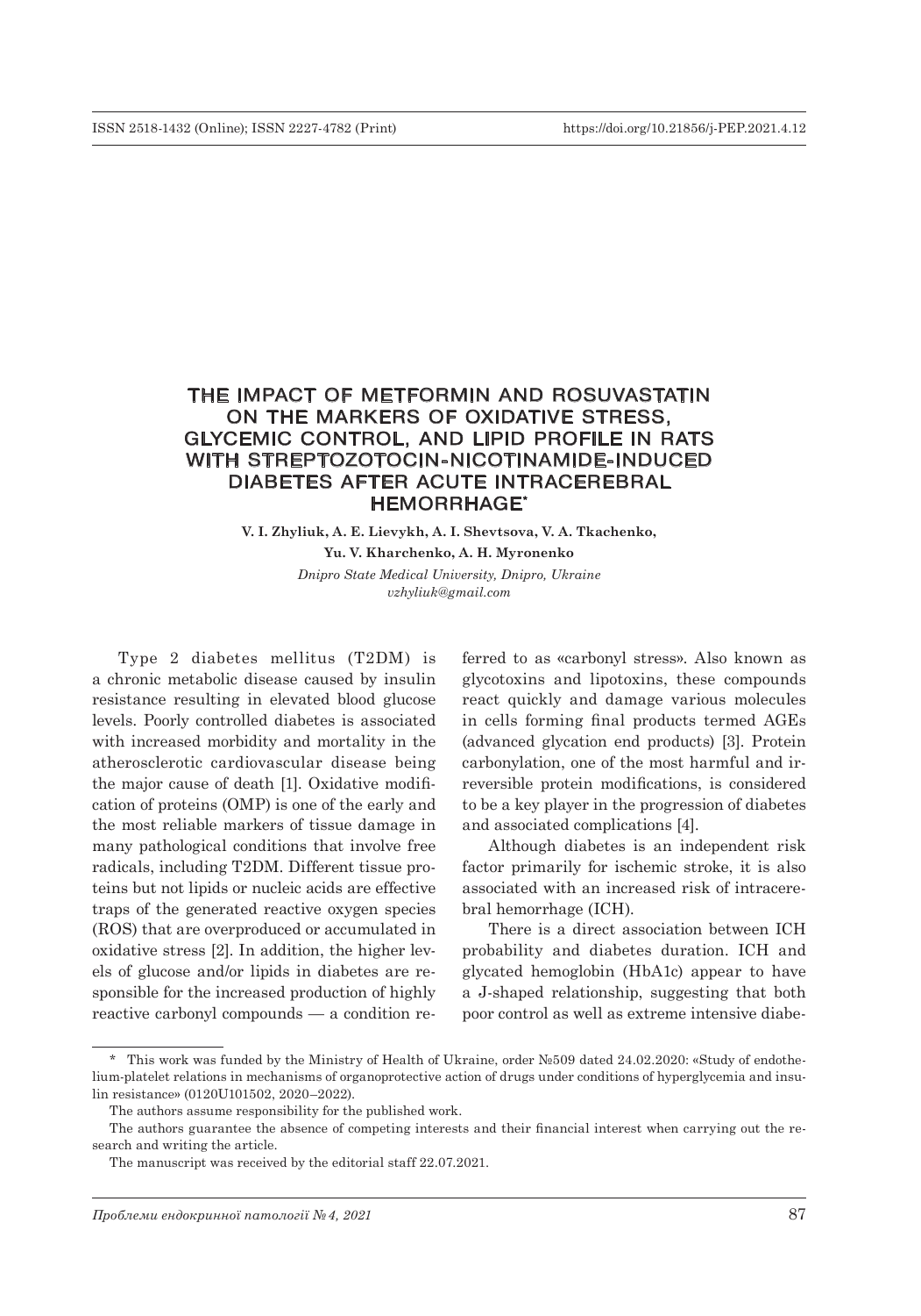# THE IMPACT OF METFORMIN AND ROSUVASTATIN ON THE MARKERS OF OXIDATIVE STRESS, GLYCEMIC CONTROL, AND LIPID PROFILE IN RATS WITH STREPTOZOTOCIN-NICOTINAMIDE-INDUCED DIABETES AFTER ACUTE INTRACEREBRAL HEMORRHAGE*

**V. I. Zhyliuk, A. E. Lievykh, A. I. Shevtsova, V. A. Tkachenko, Yu. V. Kharchenko, A. H. Myronenko**

*Dnipro State Medical University, Dnipro, Ukraine*
*vzhyliuk@gmail.com*

Type 2 diabetes mellitus (T2DM) is a chronic metabolic disease caused by insulin resistance resulting in elevated blood glucose levels. Poorly controlled diabetes is associated with increased morbidity and mortality in the atherosclerotic cardiovascular disease being the major cause of death [1]. Oxidative modification of proteins (OMP) is one of the early and the most reliable markers of tissue damage in many pathological conditions that involve free radicals, including T2DM. Different tissue proteins but not lipids or nucleic acids are effective traps of the generated reactive oxygen species (ROS) that are overproduced or accumulated in oxidative stress [2]. In addition, the higher levels of glucose and/or lipids in diabetes are responsible for the increased production of highly reactive carbonyl compounds — a condition referred to as «carbonyl stress». Also known as glycotoxins and lipotoxins, these compounds react quickly and damage various molecules in cells forming final products termed AGEs (advanced glycation end products) [3]. Protein carbonylation, one of the most harmful and irreversible protein modifications, is considered to be a key player in the progression of diabetes and associated complications [4].

Although diabetes is an independent risk factor primarily for ischemic stroke, it is also associated with an increased risk of intracerebral hemorrhage (ICH).

There is a direct association between ICH probability and diabetes duration. ICH and glycated hemoglobin (HbA1c) appear to have a J-shaped relationship, suggesting that both poor control as well as extreme intensive diabe-

---

\* This work was funded by the Ministry of Health of Ukraine, order №509 dated 24.02.2020: «Study of endothelium-platelet relations in mechanisms of organoprotective action of drugs under conditions of hyperglycemia and insulin resistance» (0120U101502, 2020–2022).

The authors assume responsibility for the published work.

The authors guarantee the absence of competing interests and their financial interest when carrying out the research and writing the article.

The manuscript was received by the editorial staff 22.07.2021.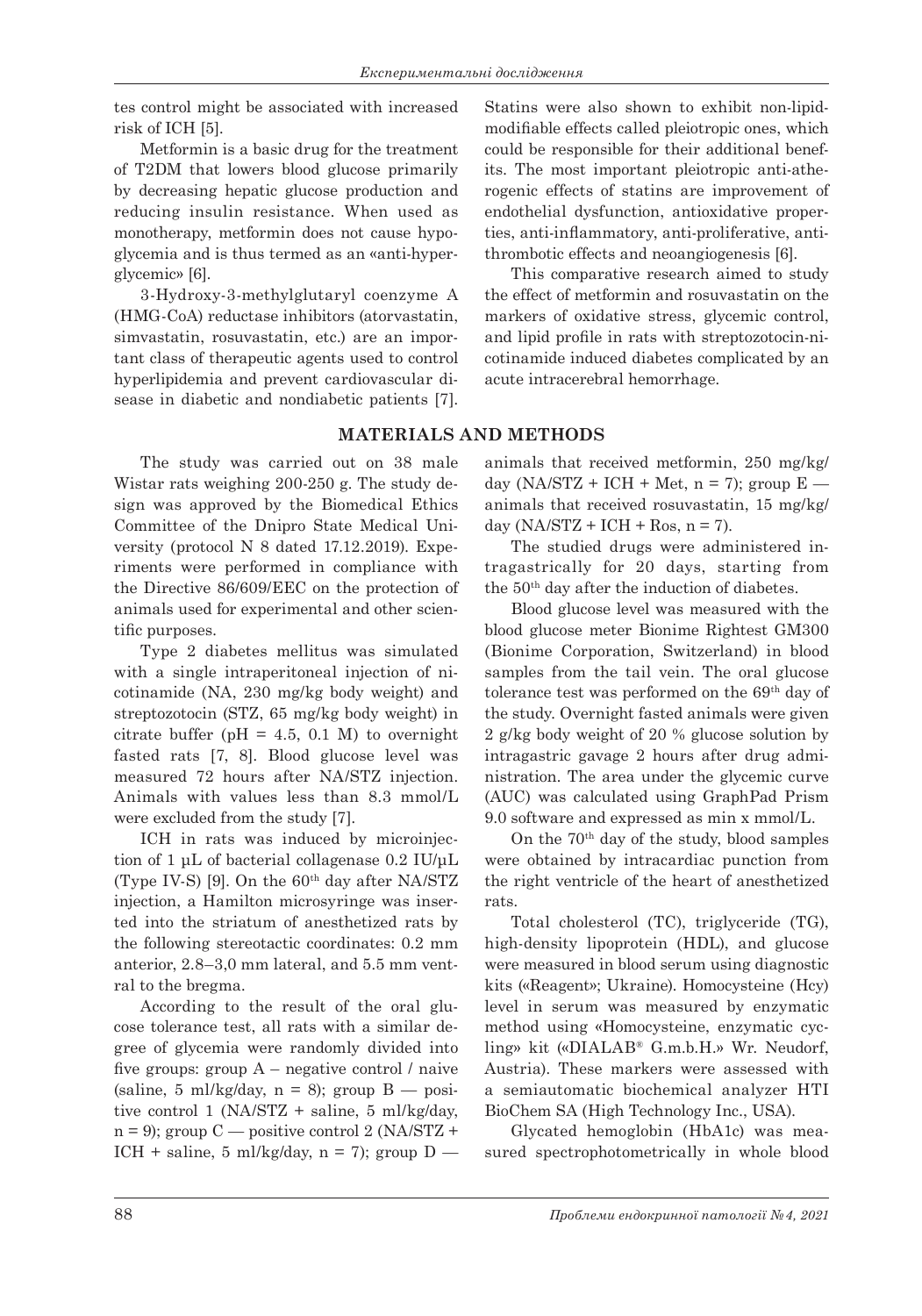tes control might be associated with increased risk of ICH [5].

Metformin is a basic drug for the treatment of T2DM that lowers blood glucose primarily by decreasing hepatic glucose production and reducing insulin resistance. When used as monotherapy, metformin does not cause hypoglycemia and is thus termed as an «anti-hyperglycemic» [6].

3-Hydroxy-3-methylglutaryl coenzyme A (HMG-CoA) reductase inhibitors (atorvastatin, simvastatin, rosuvastatin, etc.) are an important class of therapeutic agents used to control hyperlipidemia and prevent cardiovascular disease in diabetic and nondiabetic patients [7]. Statins were also shown to exhibit non-lipid-modifiable effects called pleiotropic ones, which could be responsible for their additional benefits. The most important pleiotropic anti-atherogenic effects of statins are improvement of endothelial dysfunction, antioxidative properties, anti-inflammatory, anti-proliferative, antithrombotic effects and neoangiogenesis [6].

This comparative research aimed to study the effect of metformin and rosuvastatin on the markers of oxidative stress, glycemic control, and lipid profile in rats with streptozotocin-nicotinamide induced diabetes complicated by an acute intracerebral hemorrhage.

## MATERIALS AND METHODS

The study was carried out on 38 male Wistar rats weighing 200-250 g. The study design was approved by the Biomedical Ethics Committee of the Dnipro State Medical University (protocol N 8 dated 17.12.2019). Experiments were performed in compliance with the Directive 86/609/EEC on the protection of animals used for experimental and other scientific purposes.

Type 2 diabetes mellitus was simulated with a single intraperitoneal injection of nicotinamide (NA, 230 mg/kg body weight) and streptozotocin (STZ, 65 mg/kg body weight) in citrate buffer (pH = 4.5, 0.1 M) to overnight fasted rats [7, 8]. Blood glucose level was measured 72 hours after NA/STZ injection. Animals with values less than 8.3 mmol/L were excluded from the study [7].

ICH in rats was induced by microinjection of 1 µL of bacterial collagenase 0.2 IU/µL (Type IV-S) [9]. On the 60th day after NA/STZ injection, a Hamilton microsyringe was inserted into the striatum of anesthetized rats by the following stereotactic coordinates: 0.2 mm anterior, 2.8–3,0 mm lateral, and 5.5 mm ventral to the bregma.

According to the result of the oral glucose tolerance test, all rats with a similar degree of glycemia were randomly divided into five groups: group A – negative control / naive (saline, 5 ml/kg/day, n = 8); group B — positive control 1 (NA/STZ + saline, 5 ml/kg/day, n = 9); group C — positive control 2 (NA/STZ + ICH + saline, 5 ml/kg/day, n = 7); group D — animals that received metformin, 250 mg/kg/day (NA/STZ + ICH + Met, n = 7); group E — animals that received rosuvastatin, 15 mg/kg/day (NA/STZ + ICH + Ros, n = 7).

The studied drugs were administered intragastrically for 20 days, starting from the 50th day after the induction of diabetes.

Blood glucose level was measured with the blood glucose meter Bionime Rightest GM300 (Bionime Corporation, Switzerland) in blood samples from the tail vein. The oral glucose tolerance test was performed on the 69th day of the study. Overnight fasted animals were given 2 g/kg body weight of 20 % glucose solution by intragastric gavage 2 hours after drug administration. The area under the glycemic curve (AUC) was calculated using GraphPad Prism 9.0 software and expressed as min x mmol/L.

On the 70th day of the study, blood samples were obtained by intracardiac punction from the right ventricle of the heart of anesthetized rats.

Total cholesterol (TC), triglyceride (TG), high-density lipoprotein (HDL), and glucose were measured in blood serum using diagnostic kits («Reagent»; Ukraine). Homocysteine (Hcy) level in serum was measured by enzymatic method using «Homocysteine, enzymatic cycling» kit («DIALAB® G.m.b.H.» Wr. Neudorf, Austria). These markers were assessed with a semiautomatic biochemical analyzer HTI BioChem SA (High Technology Inc., USA).

Glycated hemoglobin (HbA1c) was measured spectrophotometrically in whole blood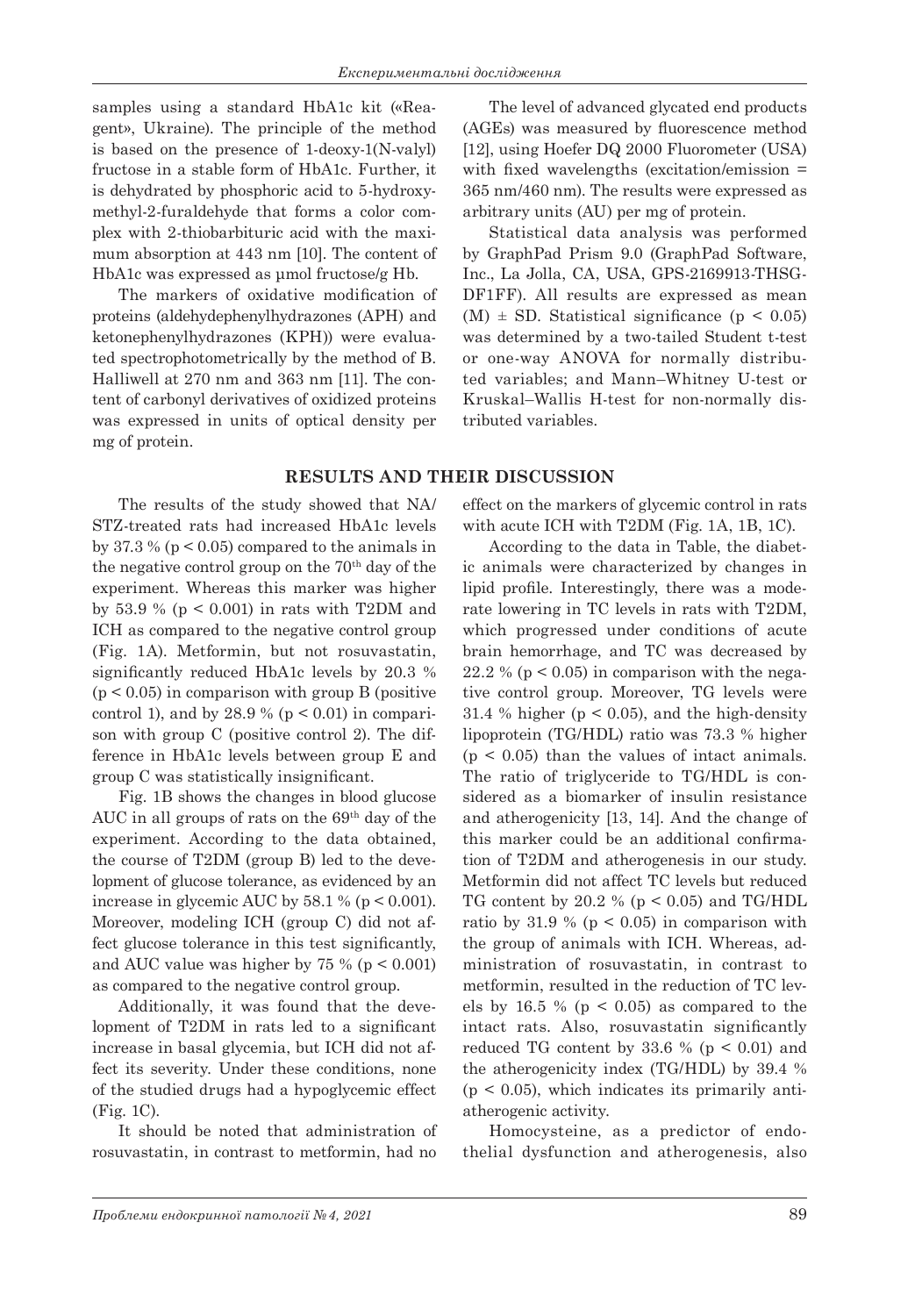samples using a standard HbA1c kit («Reagent», Ukraine). The principle of the method is based on the presence of 1-deoxy-1(N-valyl) fructose in a stable form of HbA1c. Further, it is dehydrated by phosphoric acid to 5-hydroxymethyl-2-furaldehyde that forms a color complex with 2-thiobarbituric acid with the maximum absorption at 443 nm [10]. The content of HbA1c was expressed as μmol fructose/g Hb.

The markers of oxidative modification of proteins (aldehydephenylhydrazones (APH) and ketonephenylhydrazones (KPH)) were evaluated spectrophotometrically by the method of B. Halliwell at 270 nm and 363 nm [11]. The content of carbonyl derivatives of oxidized proteins was expressed in units of optical density per mg of protein.

The level of advanced glycated end products (AGEs) was measured by fluorescence method [12], using Hoefer DQ 2000 Fluorometer (USA) with fixed wavelengths (excitation/emission = 365 nm/460 nm). The results were expressed as arbitrary units (AU) per mg of protein.

Statistical data analysis was performed by GraphPad Prism 9.0 (GraphPad Software, Inc., La Jolla, CA, USA, GPS-2169913-THSG-DF1FF). All results are expressed as mean (M) ± SD. Statistical significance ($p < 0.05$) was determined by a two-tailed Student t-test or one-way ANOVA for normally distributed variables; and Mann–Whitney U-test or Kruskal–Wallis H-test for non-normally distributed variables.

## RESULTS AND THEIR DISCUSSION

The results of the study showed that NA/STZ-treated rats had increased HbA1c levels by 37.3 % ($p < 0.05$) compared to the animals in the negative control group on the 70th day of the experiment. Whereas this marker was higher by 53.9 % ($p < 0.001$) in rats with T2DM and ICH as compared to the negative control group (Fig. 1A). Metformin, but not rosuvastatin, significantly reduced HbA1c levels by 20.3 % ($p < 0.05$) in comparison with group B (positive control 1), and by 28.9 % ($p < 0.01$) in comparison with group C (positive control 2). The difference in HbA1c levels between group E and group C was statistically insignificant.

Fig. 1B shows the changes in blood glucose AUC in all groups of rats on the 69th day of the experiment. According to the data obtained, the course of T2DM (group B) led to the development of glucose tolerance, as evidenced by an increase in glycemic AUC by 58.1 % ($p < 0.001$). Moreover, modeling ICH (group C) did not affect glucose tolerance in this test significantly, and AUC value was higher by 75 % ($p < 0.001$) as compared to the negative control group.

Additionally, it was found that the development of T2DM in rats led to a significant increase in basal glycemia, but ICH did not affect its severity. Under these conditions, none of the studied drugs had a hypoglycemic effect (Fig. 1C).

It should be noted that administration of rosuvastatin, in contrast to metformin, had no effect on the markers of glycemic control in rats with acute ICH with T2DM (Fig. 1A, 1B, 1C).

According to the data in Table, the diabetic animals were characterized by changes in lipid profile. Interestingly, there was a moderate lowering in TC levels in rats with T2DM, which progressed under conditions of acute brain hemorrhage, and TC was decreased by 22.2 % ($p < 0.05$) in comparison with the negative control group. Moreover, TG levels were 31.4 % higher ($p < 0.05$), and the high-density lipoprotein (TG/HDL) ratio was 73.3 % higher ($p < 0.05$) than the values of intact animals. The ratio of triglyceride to TG/HDL is considered as a biomarker of insulin resistance and atherogenicity [13, 14]. And the change of this marker could be an additional confirmation of T2DM and atherogenesis in our study. Metformin did not affect TC levels but reduced TG content by 20.2 % ($p < 0.05$) and TG/HDL ratio by 31.9 % ($p < 0.05$) in comparison with the group of animals with ICH. Whereas, administration of rosuvastatin, in contrast to metformin, resulted in the reduction of TC levels by 16.5 % ($p < 0.05$) as compared to the intact rats. Also, rosuvastatin significantly reduced TG content by 33.6 % ($p < 0.01$) and the atherogenicity index (TG/HDL) by 39.4 % ($p < 0.05$), which indicates its primarily antiatherogenic activity.

Homocysteine, as a predictor of endothelial dysfunction and atherogenesis, also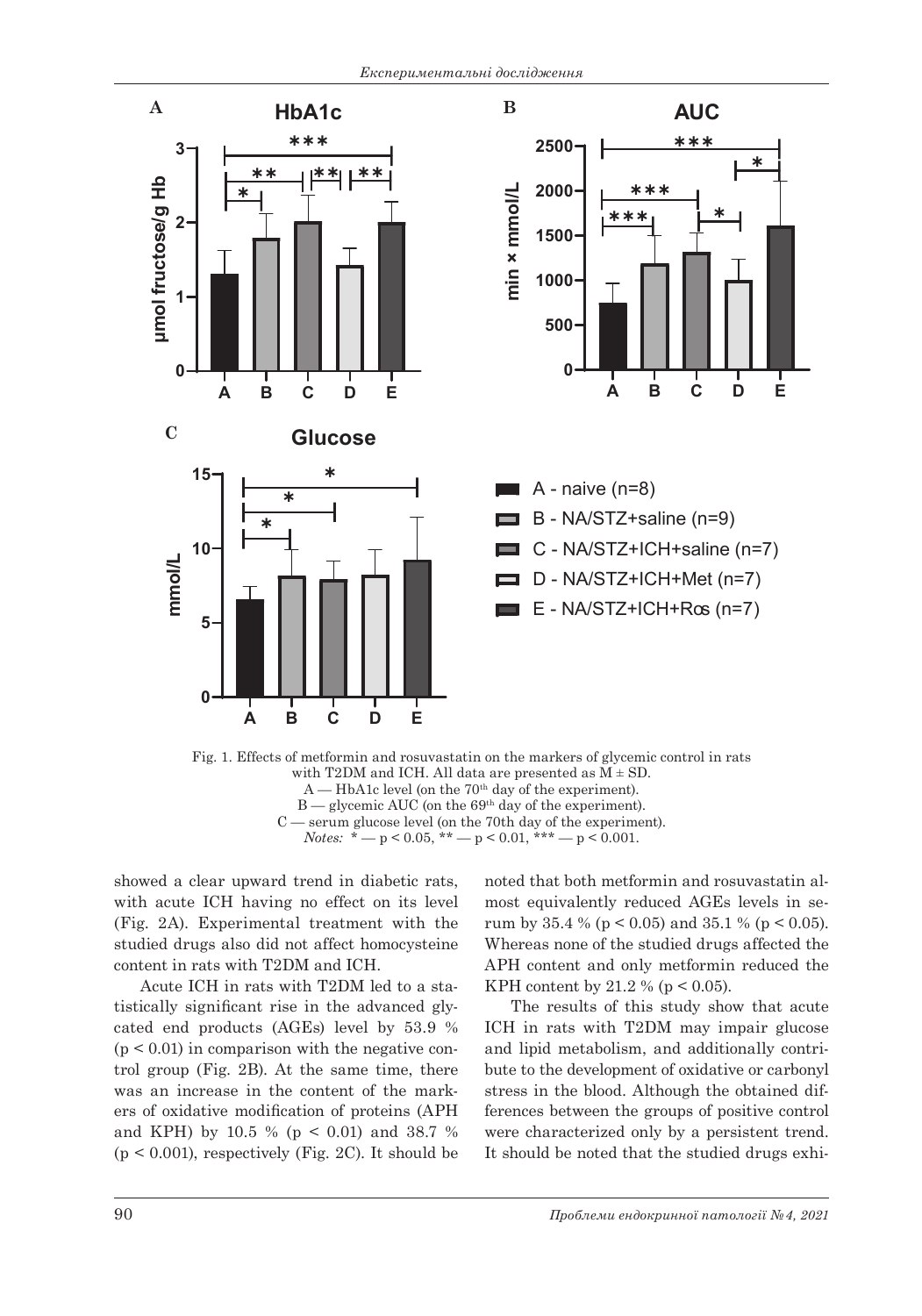Fig. 1. Effects of metformin and rosuvastatin on the markers of glycemic control in rats with T2DM and ICH. All data are presented as M ± SD.
A — HbA1c level (on the 70[th] day of the experiment).
B — glycemic AUC (on the 69[th] day of the experiment).
C — serum glucose level (on the 70th day of the experiment).
*Notes:* * — $p < 0.05$, ** — $p < 0.01$, *** — $p < 0.001$.

showed a clear upward trend in diabetic rats, with acute ICH having no effect on its level (Fig. 2A). Experimental treatment with the studied drugs also did not affect homocysteine content in rats with T2DM and ICH.

Acute ICH in rats with T2DM led to a statistically significant rise in the advanced glycated end products (AGEs) level by 53.9 % ($p < 0.01$) in comparison with the negative control group (Fig. 2B). At the same time, there was an increase in the content of the markers of oxidative modification of proteins (APH and KPH) by 10.5 % ($p < 0.01$) and 38.7 % ($p < 0.001$), respectively (Fig. 2C). It should be noted that both metformin and rosuvastatin almost equivalently reduced AGEs levels in serum by 35.4 % ($p < 0.05$) and 35.1 % ($p < 0.05$). Whereas none of the studied drugs affected the APH content and only metformin reduced the KPH content by 21.2 % ($p < 0.05$).

The results of this study show that acute ICH in rats with T2DM may impair glucose and lipid metabolism, and additionally contribute to the development of oxidative or carbonyl stress in the blood. Although the obtained differences between the groups of positive control were characterized only by a persistent trend. It should be noted that the studied drugs exhi-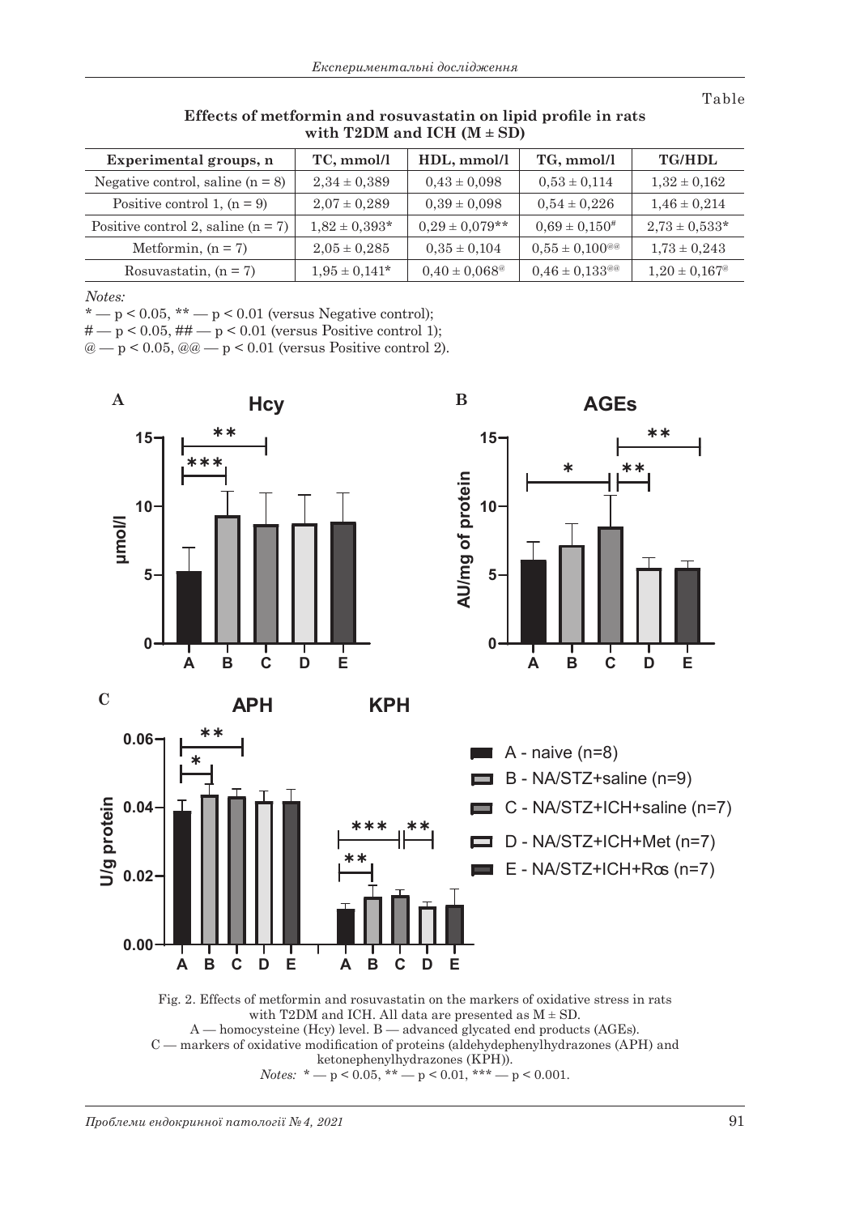Table

**Effects of metformin and rosuvastatin on lipid profile in rats with T2DM and ICH (M ± SD)**

| Experimental groups, n | TC, mmol/l | HDL, mmol/l | TG, mmol/l | TG/HDL |
|---|---|---|---|---|
| Negative control, saline (n = 8) | 2,34 ± 0,389 | 0,43 ± 0,098 | 0,53 ± 0,114 | 1,32 ± 0,162 |
| Positive control 1, (n = 9) | 2,07 ± 0,289 | 0,39 ± 0,098 | 0,54 ± 0,226 | 1,46 ± 0,214 |
| Positive control 2, saline (n = 7) | 1,82 ± 0,393* | 0,29 ± 0,079** | 0,69 ± 0,150# | 2,73 ± 0,533* |
| Metformin, (n = 7) | 2,05 ± 0,285 | 0,35 ± 0,104 | 0,55 ± 0,100@@ | 1,73 ± 0,243 |
| Rosuvastatin, (n = 7) | 1,95 ± 0,141* | 0,40 ± 0,068@ | 0,46 ± 0,133@@ | 1,20 ± 0,167@ |

*Notes:*
* — $p < 0.05$, ** — $p < 0.01$ (versus Negative control);
# — $p < 0.05$, ## — $p < 0.01$ (versus Positive control 1);
@ — $p < 0.05$, @@ — $p < 0.01$ (versus Positive control 2).

Fig. 2. Effects of metformin and rosuvastatin on the markers of oxidative stress in rats with T2DM and ICH. All data are presented as M ± SD.
A — homocysteine (Hcy) level. B — advanced glycated end products (AGEs).
C — markers of oxidative modification of proteins (aldehydephenylhydrazones (APH) and ketonephenylhydrazones (KPH)).
*Notes:* * — $p < 0.05$, ** — $p < 0.01$, *** — $p < 0.001$.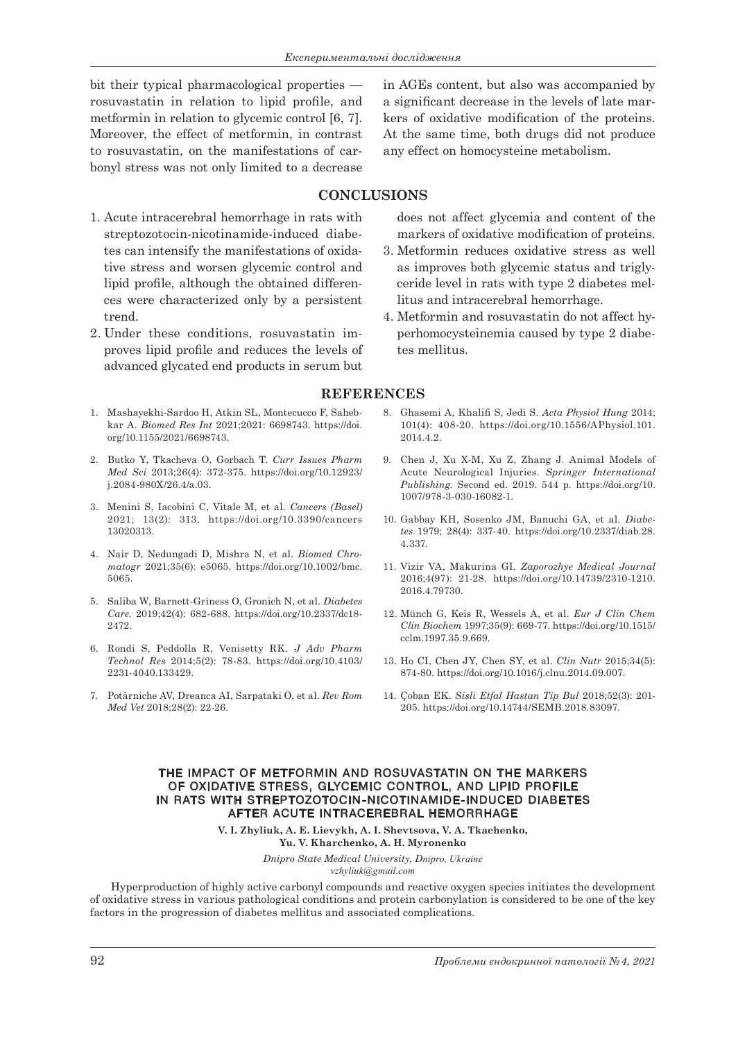bit their typical pharmacological properties — rosuvastatin in relation to lipid profile, and metformin in relation to glycemic control [6, 7]. Moreover, the effect of metformin, in contrast to rosuvastatin, on the manifestations of carbonyl stress was not only limited to a decrease in AGEs content, but also was accompanied by a significant decrease in the levels of late markers of oxidative modification of the proteins. At the same time, both drugs did not produce any effect on homocysteine metabolism.

## CONCLUSIONS

1. Acute intracerebral hemorrhage in rats with streptozotocin-nicotinamide-induced diabetes can intensify the manifestations of oxidative stress and worsen glycemic control and lipid profile, although the obtained differences were characterized only by a persistent trend.
2. Under these conditions, rosuvastatin improves lipid profile and reduces the levels of advanced glycated end products in serum but does not affect glycemia and content of the markers of oxidative modification of proteins.
3. Metformin reduces oxidative stress as well as improves both glycemic status and triglyceride level in rats with type 2 diabetes mellitus and intracerebral hemorrhage.
4. Metformin and rosuvastatin do not affect hyperhomocysteinemia caused by type 2 diabetes mellitus.

## REFERENCES

1. Mashayekhi-Sardoo H, Atkin SL, Montecucco F, Sahebkar A. *Biomed Res Int* 2021;2021: 6698743. https://doi.org/10.1155/2021/6698743.
2. Butko Y, Tkacheva O, Gorbach T. *Curr Issues Pharm Med Sci* 2013;26(4): 372-375. https://doi.org/10.12923/j.2084-980X/26.4/a.03.
3. Menini S, Iacobini C, Vitale M, et al. *Cancers (Basel)* 2021; 13(2): 313. https://doi.org/10.3390/cancers13020313.
4. Nair D, Nedungadi D, Mishra N, et al. *Biomed Chromatogr* 2021;35(6): e5065. https://doi.org/10.1002/bmc.5065.
5. Saliba W, Barnett-Griness O, Gronich N, et al. *Diabetes Care.* 2019;42(4): 682-688. https://doi.org/10.2337/dc18-2472.
6. Rondi S, Peddolla R, Venisetty RK. *J Adv Pharm Technol Res* 2014;5(2): 78-83. https://doi.org/10.4103/2231-4040.133429.
7. Potârniche AV, Dreanca AI, Sarpataki O, et al. *Rev Rom Med Vet* 2018;28(2): 22-26.
8. Ghasemi A, Khalifi S, Jedi S. *Acta Physiol Hung* 2014; 101(4): 408-20. https://doi.org/10.1556/APhysiol.101.2014.4.2.
9. Chen J, Xu X-M, Xu Z, Zhang J. Animal Models of Acute Neurological Injuries. *Springer International Publishing.* Second ed. 2019. 544 p. https://doi.org/10.1007/978-3-030-16082-1.
10. Gabbay KH, Sosenko JM, Banuchi GA, et al. *Diabetes* 1979; 28(4): 337-40. https://doi.org/10.2337/diab.28.4.337.
11. Vizir VA, Makurina GI. *Zaporozhye Medical Journal* 2016;4(97): 21-28. https://doi.org/10.14739/2310-1210.2016.4.79730.
12. Münch G, Keis R, Wessels A, et al. *Eur J Clin Chem Clin Biochem* 1997;35(9): 669-77. https://doi.org/10.1515/cclm.1997.35.9.669.
13. Ho CI, Chen JY, Chen SY, et al. *Clin Nutr* 2015;34(5): 874-80. https://doi.org/10.1016/j.clnu.2014.09.007.
14. Çoban EK. *Sisli Etfal Hastan Tip Bul* 2018;52(3): 201-205. https://doi.org/10.14744/SEMB.2018.83097.

## THE IMPACT OF METFORMIN AND ROSUVASTATIN ON THE MARKERS OF OXIDATIVE STRESS, GLYCEMIC CONTROL, AND LIPID PROFILE IN RATS WITH STREPTOZOTOCIN-NICOTINAMIDE-INDUCED DIABETES AFTER ACUTE INTRACEREBRAL HEMORRHAGE

**V. I. Zhyliuk, A. E. Lievykh, A. I. Shevtsova, V. A. Tkachenko, Yu. V. Kharchenko, A. H. Myronenko**

*Dnipro State Medical University, Dnipro, Ukraine*
*vzhyliuk@gmail.com*

Hyperproduction of highly active carbonyl compounds and reactive oxygen species initiates the development of oxidative stress in various pathological conditions and protein carbonylation is considered to be one of the key factors in the progression of diabetes mellitus and associated complications.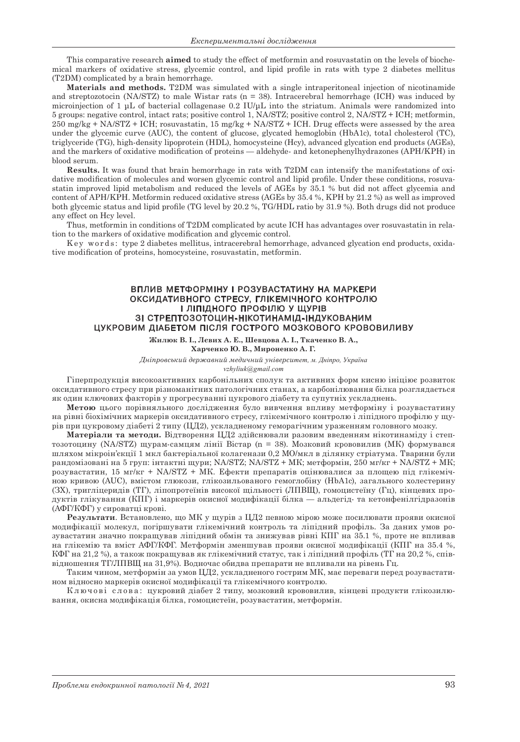This comparative research **aimed** to study the effect of metformin and rosuvastatin on the levels of biochemical markers of oxidative stress, glycemic control, and lipid profile in rats with type 2 diabetes mellitus (T2DM) complicated by a brain hemorrhage.

**Materials and methods.** T2DM was simulated with a single intraperitoneal injection of nicotinamide and streptozotocin (NA/STZ) to male Wistar rats (n = 38). Intracerebral hemorrhage (ICH) was induced by microinjection of 1 μL of bacterial collagenase 0.2 IU/μL into the striatum. Animals were randomized into 5 groups: negative control, intact rats; positive control 1, NA/STZ; positive control 2, NA/STZ + ICH; metformin, 250 mg/kg + NA/STZ + ICH; rosuvastatin, 15 mg/kg + NA/STZ + ICH. Drug effects were assessed by the area under the glycemic curve (AUC), the content of glucose, glycated hemoglobin (HbA1c), total cholesterol (TC), triglyceride (TG), high-density lipoprotein (HDL), homocysteine (Hcy), advanced glycation end products (AGEs), and the markers of oxidative modification of proteins — aldehyde- and ketonephenylhydrazones (APH/KPH) in blood serum.

**Results.** It was found that brain hemorrhage in rats with T2DM can intensify the manifestations of oxidative modification of molecules and worsen glycemic control and lipid profile. Under these conditions, rosuvastatin improved lipid metabolism and reduced the levels of AGEs by 35.1 % but did not affect glycemia and content of APH/KPH. Metformin reduced oxidative stress (AGEs by 35.4 %, KPH by 21.2 %) as well as improved both glycemic status and lipid profile (TG level by 20.2 %, TG/HDL ratio by 31.9 %). Both drugs did not produce any effect on Hcy level.

Thus, metformin in conditions of T2DM complicated by acute ICH has advantages over rosuvastatin in relation to the markers of oxidative modification and glycemic control.

Key words: type 2 diabetes mellitus, intracerebral hemorrhage, advanced glycation end products, oxidative modification of proteins, homocysteine, rosuvastatin, metformin.

## ВПЛИВ МЕТФОРМІНУ І РОЗУВАСТАТИНУ НА МАРКЕРИ ОКСИДАТИВНОГО СТРЕСУ, ГЛІКЕМІЧНОГО КОНТРОЛЮ І ЛІПІДНОГО ПРОФІЛЮ У ЩУРІВ ЗІ СТРЕПТОЗОТОЦИН-НІКОТИНАМІД-ІНДУКОВАНИМ ЦУКРОВИМ ДІАБЕТОМ ПІСЛЯ ГОСТРОГО МОЗКОВОГО КРОВОВИЛИВУ

**Жилюк В. І., Левих А. Е., Шевцова А. І., Ткаченко В. А., Харченко Ю. В., Мироненко А. Г.**

*Дніпровський державний медичний університет, м. Дніпро, Україна*
*vzhyliuk@gmail.com*

Гіперпродукція високоактивних карбонільних сполук та активних форм кисню ініціює розвиток оксидативного стресу при різноманітних патологічних станах, а карбонілювання білка розглядається як один ключових факторів у прогресуванні цукрового діабету та супутніх ускладнень.

**Метою** цього порівняльного дослідження було вивчення впливу метформіну і розувастатину на рівні біохімічних маркерів оксидативного стресу, глікемічного контролю і ліпідного профілю у щурів при цукровому діабеті 2 типу (ЦД2), ускладненому геморагічним ураженням головного мозку.

**Матеріали та методи.** Відтворення ЦД2 здійснювали разовим введенням нікотинаміду і стептозотоцину (NA/STZ) щурам-самцям лінії Вістар (n = 38). Мозковий крововилив (МК) формувався шляхом мікроін'єкції 1 мкл бактеріальної колагенази 0,2 МО/мкл в ділянку стріатума. Тварини були рандомізовані на 5 груп: інтактні щури; NA/STZ; NA/STZ + МК; метформін, 250 мг/кг + NA/STZ + МК; розувастатин, 15 мг/кг + NA/STZ + МК. Ефекти препаратів оцінювалися за площею під глікемічною кривою (AUC), вмістом глюкози, глікозильованого гемоглобіну (HbA1c), загального холестерину (ЗХ), тригліцеридів (ТГ), ліпопротеїнів високої щільності (ЛПВЩ), гомоцистеїну (Гц), кінцевих продуктів глікування (КПГ) і маркерів окисної модифікації білка — альдегід- та кетонфенілгідразонів (АФГ/КФГ) у сироватці крові.

**Результати**. Встановлено, що МК у щурів з ЦД2 певною мірою може посилювати прояви окисної модифікації молекул, погіршувати глікемічний контроль та ліпідний профіль. За даних умов розувастатин значно покращував ліпідний обмін та знижував рівні КПГ на 35.1 %, проте не впливав на глікемію та вміст АФГ/КФГ. Метформін зменшував прояви окисної модифікації (КПГ на 35.4 %, КФГ на 21,2 %), а також покращував як глікемічний статус, так і ліпідний профіль (ТГ на 20,2 %, співвідношення ТГ/ЛПВЩ на 31,9%). Водночас обидва препарати не впливали на рівень Гц.

Таким чином, метформін за умов ЦД2, ускладненого гострим МК, має переваги перед розувастатином відносно маркерів окисної модифікації та глікемічного контролю.

Ключові слова: цукровий діабет 2 типу, мозковий крововилив, кінцеві продукти глікозилювання, окисна модифікація білка, гомоцистеїн, розувастатин, метформін.